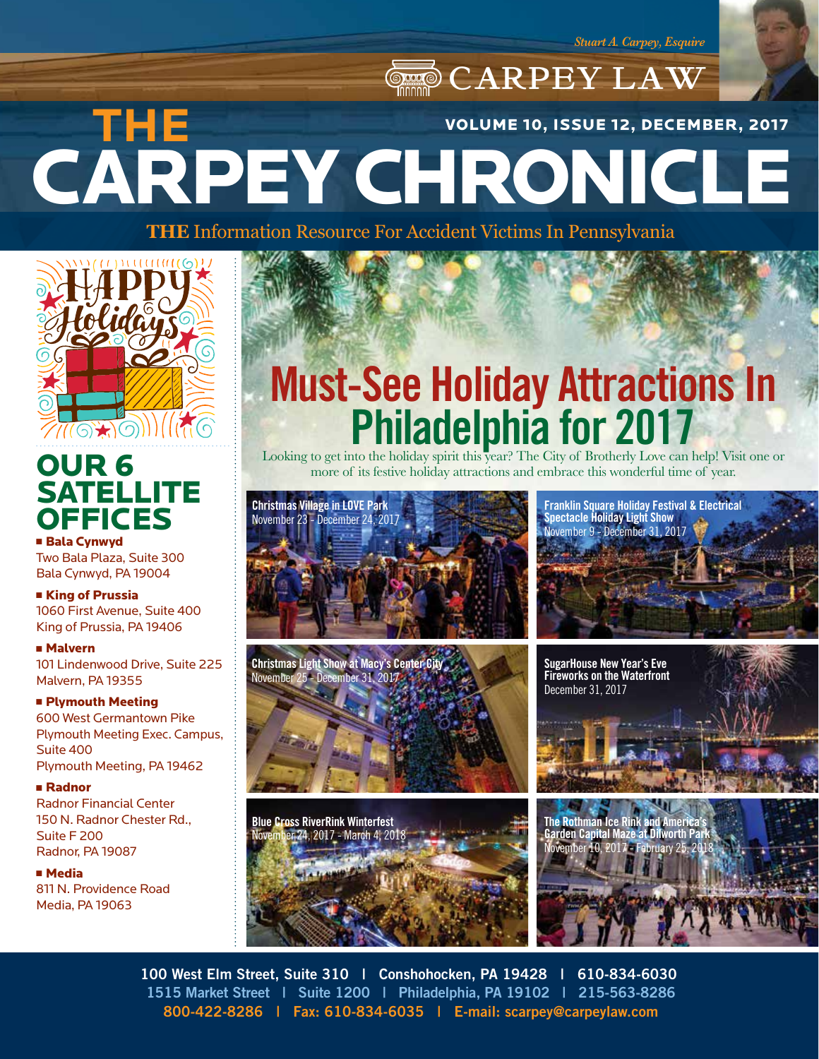Stuart A. Carpey, Esquire

CARPEY LAW

# THE CARPEY CHRONICLE

VOLUME 10, ISSUE 12, DECEMBER, 2017

**THE** Information Resource For Accident Victims In Pennsylvania

Happy Holidays

## OUR 6 SATELLITE OFFICES

- **Bala Cynwyd**
  Two Bala Plaza, Suite 300
  Bala Cynwyd, PA 19004

- **King of Prussia**
  1060 First Avenue, Suite 400
  King of Prussia, PA 19406

- **Malvern**
  101 Lindenwood Drive, Suite 225
  Malvern, PA 19355

- **Plymouth Meeting**
  600 West Germantown Pike
  Plymouth Meeting Exec. Campus, Suite 400
  Plymouth Meeting, PA 19462

- **Radnor**
  Radnor Financial Center
  150 N. Radnor Chester Rd., Suite F 200
  Radnor, PA 19087

- **Media**
  811 N. Providence Road
  Media, PA 19063

## Must-See Holiday Attractions In Philadelphia for 2017

Looking to get into the holiday spirit this year? The City of Brotherly Love can help! Visit one or more of its festive holiday attractions and embrace this wonderful time of year.

**Christmas Village in LOVE Park**
November 23 - December 24, 2017

**Franklin Square Holiday Festival & Electrical Spectacle Holiday Light Show**
November 9 - December 31, 2017

**Christmas Light Show at Macy's Center City**
November 25 - December 31, 2017

**SugarHouse New Year's Eve Fireworks on the Waterfront**
December 31, 2017

**Blue Cross RiverRink Winterfest**
November 24, 2017 - March 4, 2018

**The Rothman Ice Rink and America's Garden Capital Maze at Dilworth Park**
November 10, 2017 - February 25, 2018

100 West Elm Street, Suite 310 | Conshohocken, PA 19428 | 610-834-6030
1515 Market Street | Suite 1200 | Philadelphia, PA 19102 | 215-563-8286
800-422-8286 | Fax: 610-834-6035 | E-mail: scarpey@carpeylaw.com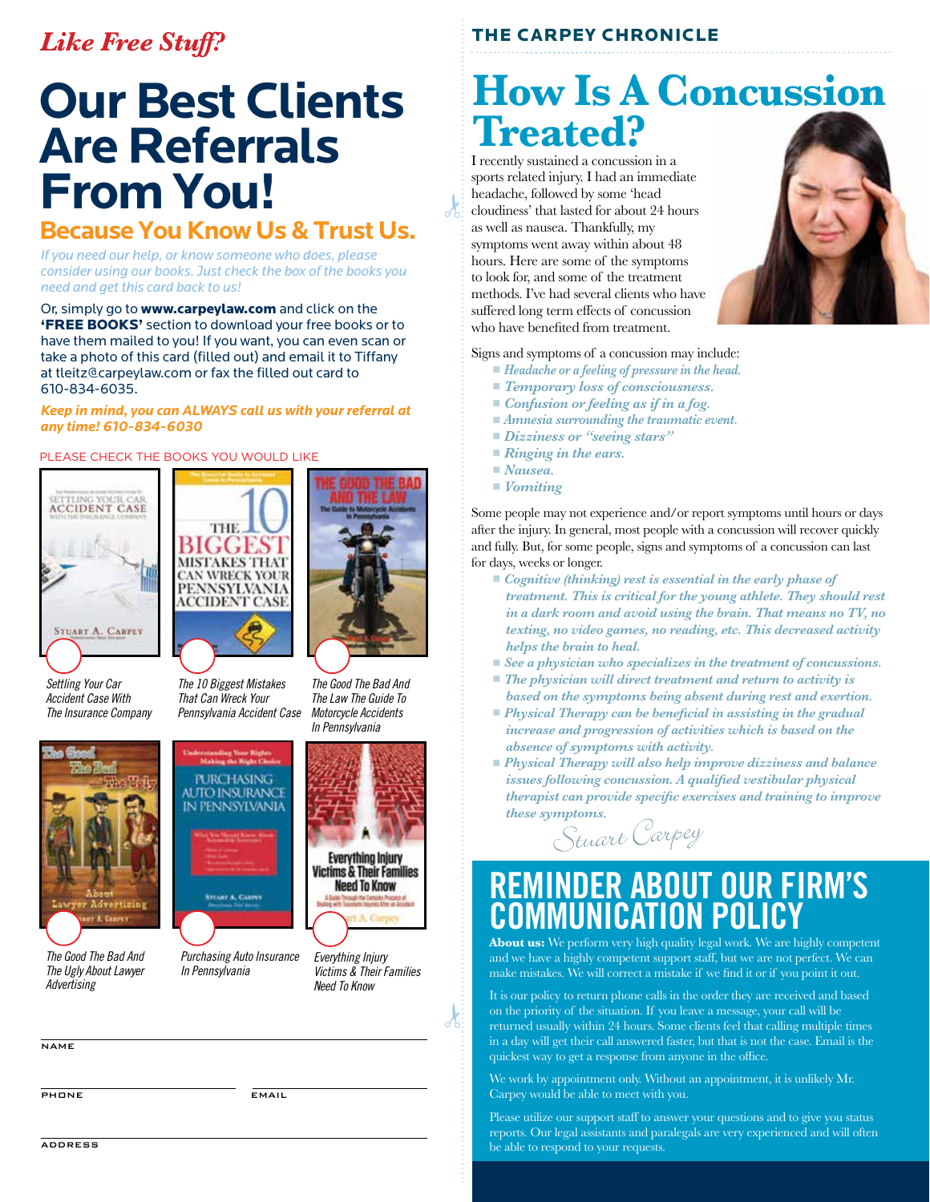*Like Free Stuff?*

# Our Best Clients Are Referrals From You!

## Because You Know Us & Trust Us.

*If you need our help, or know someone who does, please consider using our books. Just check the box of the books you need and get this card back to us!*

Or, simply go to **www.carpeylaw.com** and click on the **'FREE BOOKS'** section to download your free books or to have them mailed to you! If you want, you can even scan or take a photo of this card (filled out) and email it to Tiffany at tleitz@carpeylaw.com or fax the filled out card to 610-834-6035.

***Keep in mind, you can ALWAYS call us with your referral at any time! 610-834-6030***

PLEASE CHECK THE BOOKS YOU WOULD LIKE

- *Settling Your Car Accident Case With The Insurance Company*
- *The 10 Biggest Mistakes That Can Wreck Your Pennsylvania Accident Case*
- *The Good The Bad And The Law The Guide To Motorcycle Accidents In Pennsylvania*
- *The Good The Bad And The Ugly About Lawyer Advertising*
- *Purchasing Auto Insurance In Pennsylvania*
- *Everything Injury Victims & Their Families Need To Know*

NAME

PHONE

EMAIL

ADDRESS

THE CARPEY CHRONICLE

# How Is A Concussion Treated?

I recently sustained a concussion in a sports related injury. I had an immediate headache, followed by some 'head cloudiness' that lasted for about 24 hours as well as nausea. Thankfully, my symptoms went away within about 48 hours. Here are some of the symptoms to look for, and some of the treatment methods. I've had several clients who have suffered long term effects of concussion who have benefited from treatment.

Signs and symptoms of a concussion may include:

- *Headache or a feeling of pressure in the head.*
- *Temporary loss of consciousness.*
- *Confusion or feeling as if in a fog.*
- *Amnesia surrounding the traumatic event.*
- *Dizziness or "seeing stars"*
- *Ringing in the ears.*
- *Nausea.*
- *Vomiting*

Some people may not experience and/or report symptoms until hours or days after the injury. In general, most people with a concussion will recover quickly and fully. But, for some people, signs and symptoms of a concussion can last for days, weeks or longer.

- *Cognitive (thinking) rest is essential in the early phase of treatment. This is critical for the young athlete. They should rest in a dark room and avoid using the brain. That means no TV, no texting, no video games, no reading, etc. This decreased activity helps the brain to heal.*
- *See a physician who specializes in the treatment of concussions.*
- *The physician will direct treatment and return to activity is based on the symptoms being absent during rest and exertion.*
- *Physical Therapy can be beneficial in assisting in the gradual increase and progression of activities which is based on the absence of symptoms with activity.*
- *Physical Therapy will also help improve dizziness and balance issues following concussion. A qualified vestibular physical therapist can provide specific exercises and training to improve these symptoms.*

*Stuart Carpey*

# REMINDER ABOUT OUR FIRM'S COMMUNICATION POLICY

**About us:** We perform very high quality legal work. We are highly competent and we have a highly competent support staff, but we are not perfect. We can make mistakes. We will correct a mistake if we find it or if you point it out.

It is our policy to return phone calls in the order they are received and based on the priority of the situation. If you leave a message, your call will be returned usually within 24 hours. Some clients feel that calling multiple times in a day will get their call answered faster, but that is not the case. Email is the quickest way to get a response from anyone in the office.

We work by appointment only. Without an appointment, it is unlikely Mr. Carpey would be able to meet with you.

Please utilize our support staff to answer your questions and to give you status reports. Our legal assistants and paralegals are very experienced and will often be able to respond to your requests.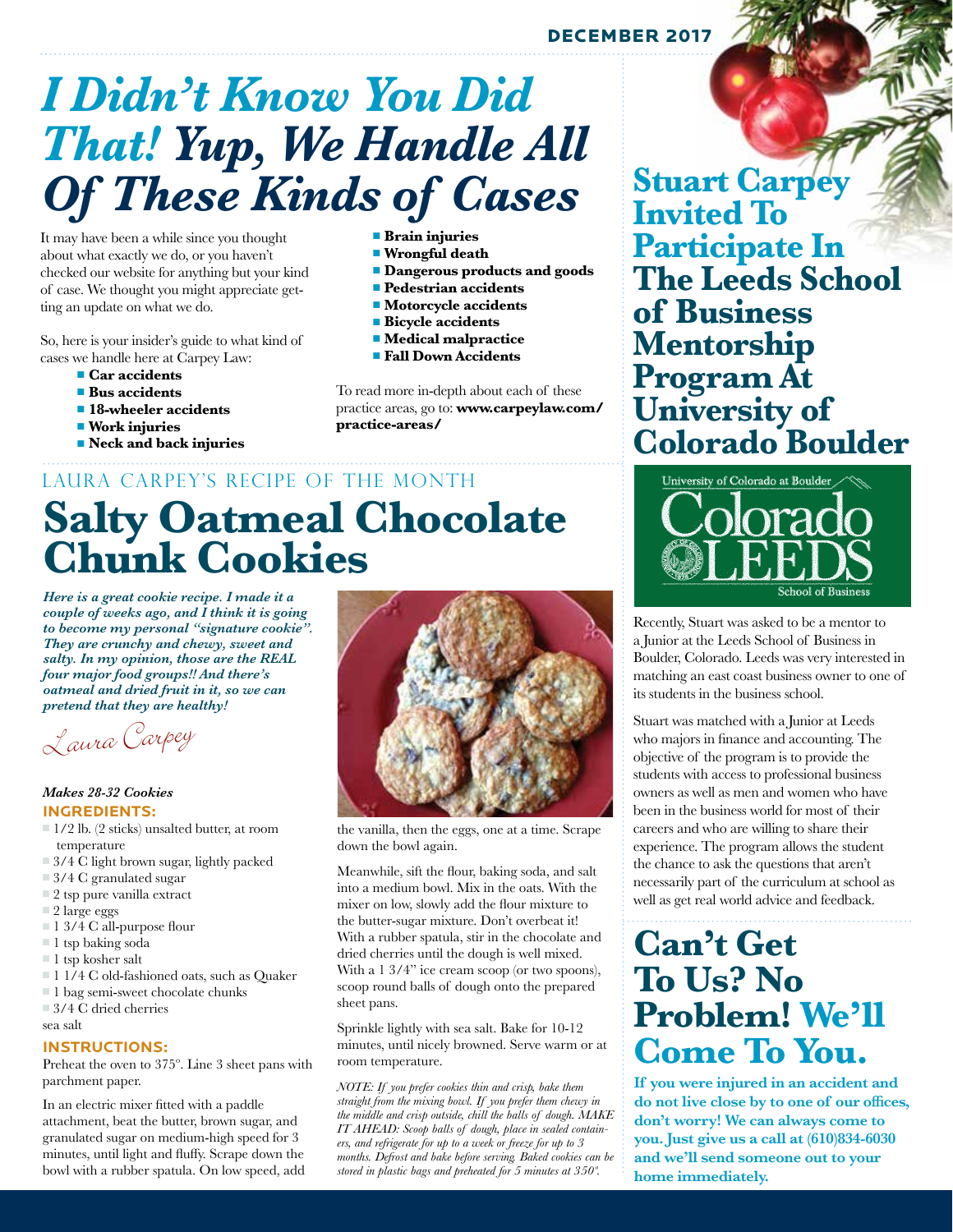# *I Didn't Know You Did That!* Yup, We Handle All Of These Kinds of Cases

It may have been a while since you thought about what exactly we do, or you haven't checked our website for anything but your kind of case. We thought you might appreciate getting an update on what we do.

So, here is your insider's guide to what kind of cases we handle here at Carpey Law:

- **Car accidents**
- **Bus accidents**
- **18-wheeler accidents**
- **Work injuries**
- **Neck and back injuries**
- **Brain injuries**
- **Wrongful death**
- **Dangerous products and goods**
- **Pedestrian accidents**
- **Motorcycle accidents**
- **Bicycle accidents**
- **Medical malpractice**
- **Fall Down Accidents**

To read more in-depth about each of these practice areas, go to: **www.carpeylaw.com/practice-areas/**

LAURA CARPEY'S RECIPE OF THE MONTH

# Salty Oatmeal Chocolate Chunk Cookies

***Here is a great cookie recipe. I made it a couple of weeks ago, and I think it is going to become my personal "signature cookie". They are crunchy and chewy, sweet and salty. In my opinion, those are the REAL four major food groups!! And there's oatmeal and dried fruit in it, so we can pretend that they are healthy!***

*Laura Carpey*

***Makes 28-32 Cookies***

**INGREDIENTS:**

- 1/2 lb. (2 sticks) unsalted butter, at room temperature
- 3/4 C light brown sugar, lightly packed
- 3/4 C granulated sugar
- 2 tsp pure vanilla extract
- 2 large eggs
- 1 3/4 C all-purpose flour
- 1 tsp baking soda
- 1 tsp kosher salt
- 1 1/4 C old-fashioned oats, such as Quaker
- 1 bag semi-sweet chocolate chunks
- 3/4 C dried cherries

sea salt

**INSTRUCTIONS:**

Preheat the oven to 375°. Line 3 sheet pans with parchment paper.

In an electric mixer fitted with a paddle attachment, beat the butter, brown sugar, and granulated sugar on medium-high speed for 3 minutes, until light and fluffy. Scrape down the bowl with a rubber spatula. On low speed, add the vanilla, then the eggs, one at a time. Scrape down the bowl again.

Meanwhile, sift the flour, baking soda, and salt into a medium bowl. Mix in the oats. With the mixer on low, slowly add the flour mixture to the butter-sugar mixture. Don't overbeat it! With a rubber spatula, stir in the chocolate and dried cherries until the dough is well mixed. With a 1 3/4" ice cream scoop (or two spoons), scoop round balls of dough onto the prepared sheet pans.

Sprinkle lightly with sea salt. Bake for 10-12 minutes, until nicely browned. Serve warm or at room temperature.

*NOTE: If you prefer cookies thin and crisp, bake them straight from the mixing bowl. If you prefer them chewy in the middle and crisp outside, chill the balls of dough. MAKE IT AHEAD: Scoop balls of dough, place in sealed containers, and refrigerate for up to a week or freeze for up to 3 months. Defrost and bake before serving. Baked cookies can be stored in plastic bags and preheated for 5 minutes at 350°.*

# Stuart Carpey Invited To Participate In The Leeds School of Business Mentorship Program At University of Colorado Boulder

Recently, Stuart was asked to be a mentor to a Junior at the Leeds School of Business in Boulder, Colorado. Leeds was very interested in matching an east coast business owner to one of its students in the business school.

Stuart was matched with a Junior at Leeds who majors in finance and accounting. The objective of the program is to provide the students with access to professional business owners as well as men and women who have been in the business world for most of their careers and who are willing to share their experience. The program allows the student the chance to ask the questions that aren't necessarily part of the curriculum at school as well as get real world advice and feedback.

# Can't Get To Us? No Problem! We'll Come To You.

**If you were injured in an accident and do not live close by to one of our offices, don't worry! We can always come to you. Just give us a call at (610)834-6030 and we'll send someone out to your home immediately.**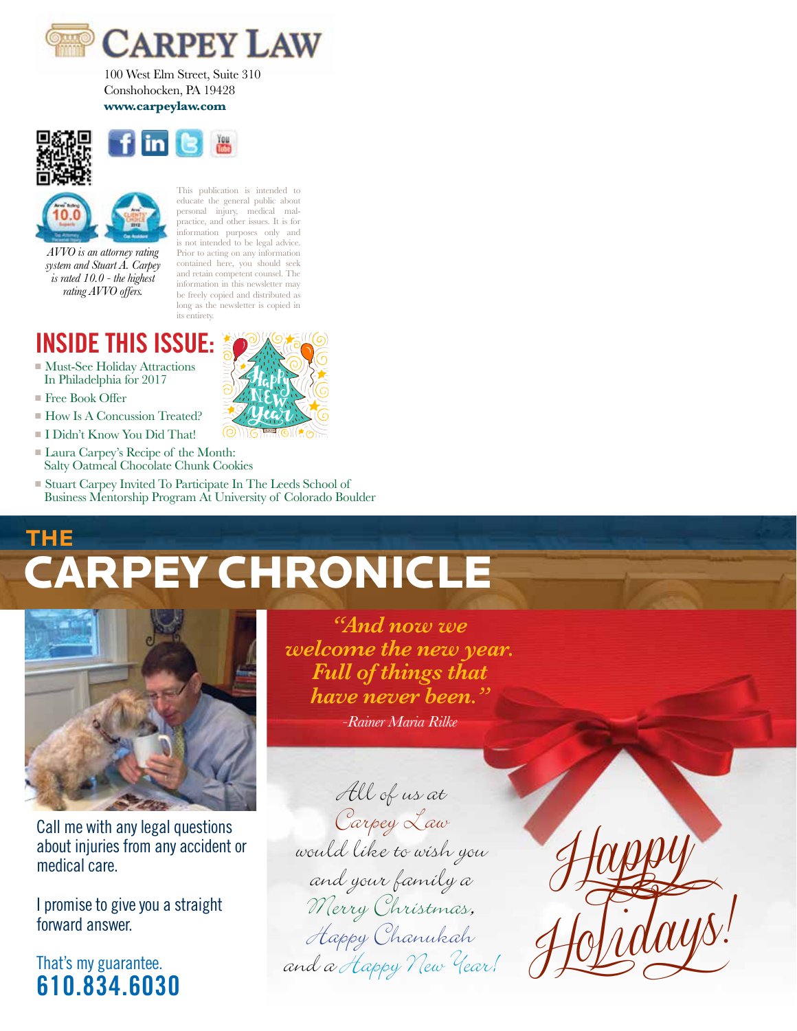# CARPEY LAW

100 West Elm Street, Suite 310
Conshohocken, PA 19428
**www.carpeylaw.com**

*AVVO is an attorney rating system and Stuart A. Carpey is rated 10.0 - the highest rating AVVO offers.*

This publication is intended to educate the general public about personal injury, medical malpractice, and other issues. It is for information purposes only and is not intended to be legal advice. Prior to acting on any information contained here, you should seek and retain competent counsel. The information in this newsletter may be freely copied and distributed as long as the newsletter is copied in its entirety.

## INSIDE THIS ISSUE:

- Must-See Holiday Attractions In Philadelphia for 2017
- Free Book Offer
- How Is A Concussion Treated?
- I Didn't Know You Did That!
- Laura Carpey's Recipe of the Month: Salty Oatmeal Chocolate Chunk Cookies
- Stuart Carpey Invited To Participate In The Leeds School of Business Mentorship Program At University of Colorado Boulder

# THE CARPEY CHRONICLE

Call me with any legal questions about injuries from any accident or medical care.

I promise to give you a straight forward answer.

That's my guarantee.
**610.834.6030**

*"And now we welcome the new year. Full of things that have never been."*

*-Rainer Maria Rilke*

All of us at Carpey Law would like to wish you and your family a Merry Christmas, Happy Chanukah and a Happy New Year!

Happy Holidays!